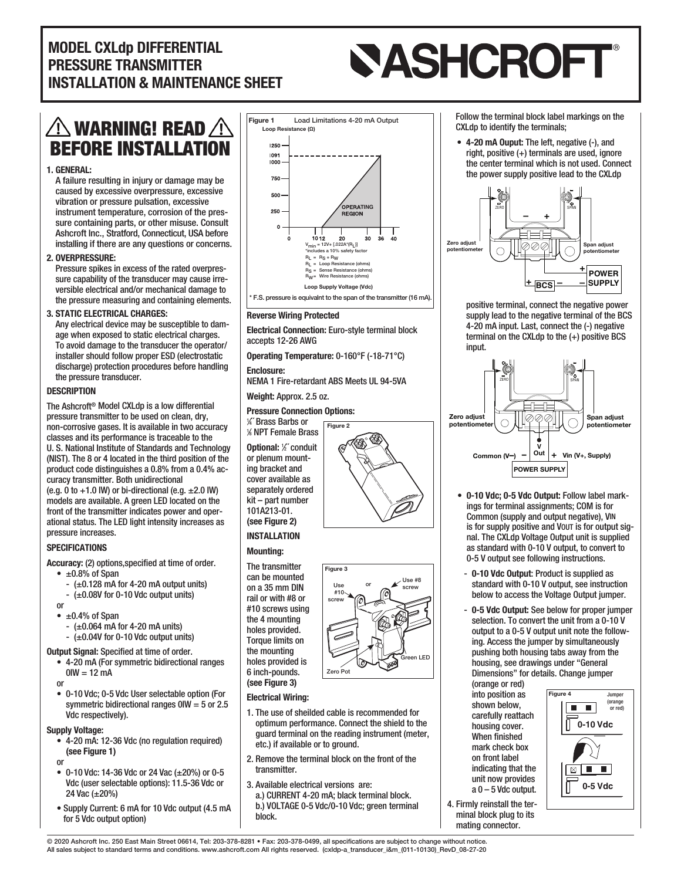# MODEL CXLdp DIFFERENTIAL PRESSURE TRANSMITTER INSTALLATION & MAINTENANCE SHEET

ASHCROFT®

## ⚠ WARNING! READ BEFORE INSTALLATION ⚠

**1. GENERAL:**
A failure resulting in injury or damage may be caused by excessive overpressure, excessive vibration or pressure pulsation, excessive instrument temperature, corrosion of the pressure containing parts, or other misuse. Consult Ashcroft Inc., Stratford, Connecticut, USA before installing if there are any questions or concerns.

**2. OVERPRESSURE:**
Pressure spikes in excess of the rated overpressure capability of the transducer may cause irreversible electrical and/or mechanical damage to the pressure measuring and containing elements.

**3. STATIC ELECTRICAL CHARGES:**
Any electrical device may be susceptible to damage when exposed to static electrical charges. To avoid damage to the transducer the operator/installer should follow proper ESD (electrostatic discharge) protection procedures before handling the pressure transducer.

### DESCRIPTION

The Ashcroft® Model CXLdp is a low differential pressure transmitter to be used on clean, dry, non-corrosive gases. It is available in two accuracy classes and its performance is traceable to the U. S. National Institute of Standards and Technology (NIST). The 8 or 4 located in the third position of the product code distinguishes a 0.8% from a 0.4% accuracy transmitter. Both unidirectional (e.g. 0 to +1.0 IW) or bi-directional (e.g. ±2.0 IW) models are available. A green LED located on the front of the transmitter indicates power and operational status. The LED light intensity increases as pressure increases.

### SPECIFICATIONS

**Accuracy:** (2) options,specified at time of order.
- ±0.8% of Span
  - (±0.128 mA for 4-20 mA output units)
  - (±0.08V for 0-10 Vdc output units)

or
- ±0.4% of Span
  - (±0.064 mA for 4-20 mA units)
  - (±0.04V for 0-10 Vdc output units)

**Output Signal:** Specified at time of order.
- 4-20 mA (For symmetric bidirectional ranges 0IW = 12 mA

or
- 0-10 Vdc; 0-5 Vdc User selectable option (For symmetric bidirectional ranges 0IW = 5 or 2.5 Vdc respectively).

**Supply Voltage:**
- 4-20 mA: 12-36 Vdc (no regulation required) **(see Figure 1)**

or
- 0-10 Vdc: 14-36 Vdc or 24 Vac (±20%) or 0-5 Vdc (user selectable options): 11.5-36 Vdc or 24 Vac (±20%)
- Supply Current: 6 mA for 10 Vdc output (4.5 mA for 5 Vdc output option)

**Figure 1** Load Limitations 4-20 mA Output

Loop Resistance (Ω): 0, 250, 500, 750, 1000, 1091, 1250 — Loop Supply Voltage (Vdc): 0, 10, 12, 20, 30, 36, 40 — OPERATING REGION

$V_{min} = 12V + [.022A*(R_L)]$
*includes a 10% safety factor
$R_L = R_S + R_W$
$R_L$ = Loop Resistance (ohms)
$R_S$ = Sense Resistance (ohms)
$R_W$ = Wire Resistance (ohms)

\* F.S. pressure is equivalnt to the span of the transmitter (16 mA).

**Reverse Wiring Protected**

**Electrical Connection:** Euro-style terminal block accepts 12-26 AWG

**Operating Temperature:** 0-160°F (-18-71°C)

**Enclosure:**
NEMA 1 Fire-retardant ABS Meets UL 94-5VA

**Weight:** Approx. 2.5 oz.

**Pressure Connection Options:**
¼˝ Brass Barbs or ⅛ NPT Female Brass

**Optional:** ½˝ conduit or plenum mounting bracket and cover available as separately ordered kit – part number 101A213-01. **(see Figure 2)**

Figure 2

### INSTALLATION

**Mounting:**

The transmitter can be mounted on a 35 mm DIN rail or with #8 or #10 screws using the 4 mounting holes provided. Torque limits on the mounting holes provided is 6 inch-pounds. **(see Figure 3)**

Figure 3 — Use #10 screw or Use #8 screw; Green LED; Zero Pot

**Electrical Wiring:**

1. The use of sheilded cable is recommended for optimum performance. Connect the shield to the guard terminal on the reading instrument (meter, etc.) if available or to ground.
2. Remove the terminal block on the front of the transmitter.
3. Available electrical versions are:
   a.) CURRENT 4-20 mA; black terminal block.
   b.) VOLTAGE 0-5 Vdc/0-10 Vdc; green terminal block.

Follow the terminal block label markings on the CXLdp to identify the terminals;

- **4-20 mA Ouput:** The left, negative (-), and right, positive (+) terminals are used, ignore the center terminal which is not used. Connect the power supply positive lead to the CXLdp

(Diagram: Zero adjust potentiometer; Span adjust potentiometer; BCS; POWER SUPPLY)

positive terminal, connect the negative power supply lead to the negative terminal of the BCS 4-20 mA input. Last, connect the (-) negative terminal on the CXLdp to the (+) positive BCS input.

(Diagram: Zero adjust potentiometer; Span adjust potentiometer; Common (V−); V Out; Vin (V+, Supply); POWER SUPPLY)

- **0-10 Vdc; 0-5 Vdc Output:** Follow label markings for terminal assignments; COM is for Common (supply and output negative), $V_{IN}$ is for supply positive and $V_{OUT}$ is for output signal. The CXLdp Voltage Output unit is supplied as standard with 0-10 V output, to convert to 0-5 V output see following instructions.
  - **0-10 Vdc Output**: Product is supplied as standard with 0-10 V output, see instruction below to access the Voltage Output jumper.
  - **0-5 Vdc Output:** See below for proper jumper selection. To convert the unit from a 0-10 V output to a 0-5 V output unit note the following. Access the jumper by simultaneously pushing both housing tabs away from the housing, see drawings under "General Dimensions" for details. Change jumper (orange or red) into position as shown below, carefully reattach housing cover. When finished mark check box on front label indicating that the unit now provides a 0 – 5 Vdc output.

Figure 4 — Jumper (orange or red); 0-10 Vdc; 0-5 Vdc

4. Firmly reinstall the terminal block plug to its mating connector.

© 2020 Ashcroft Inc. 250 East Main Street 06614, Tel: 203-378-8281 • Fax: 203-378-0499, all specifications are subject to change without notice. All sales subject to standard terms and conditions. www.ashcroft.com All rights reserved. (cxldp-a_transducer_i&m_(011-10130)_RevD_08-27-20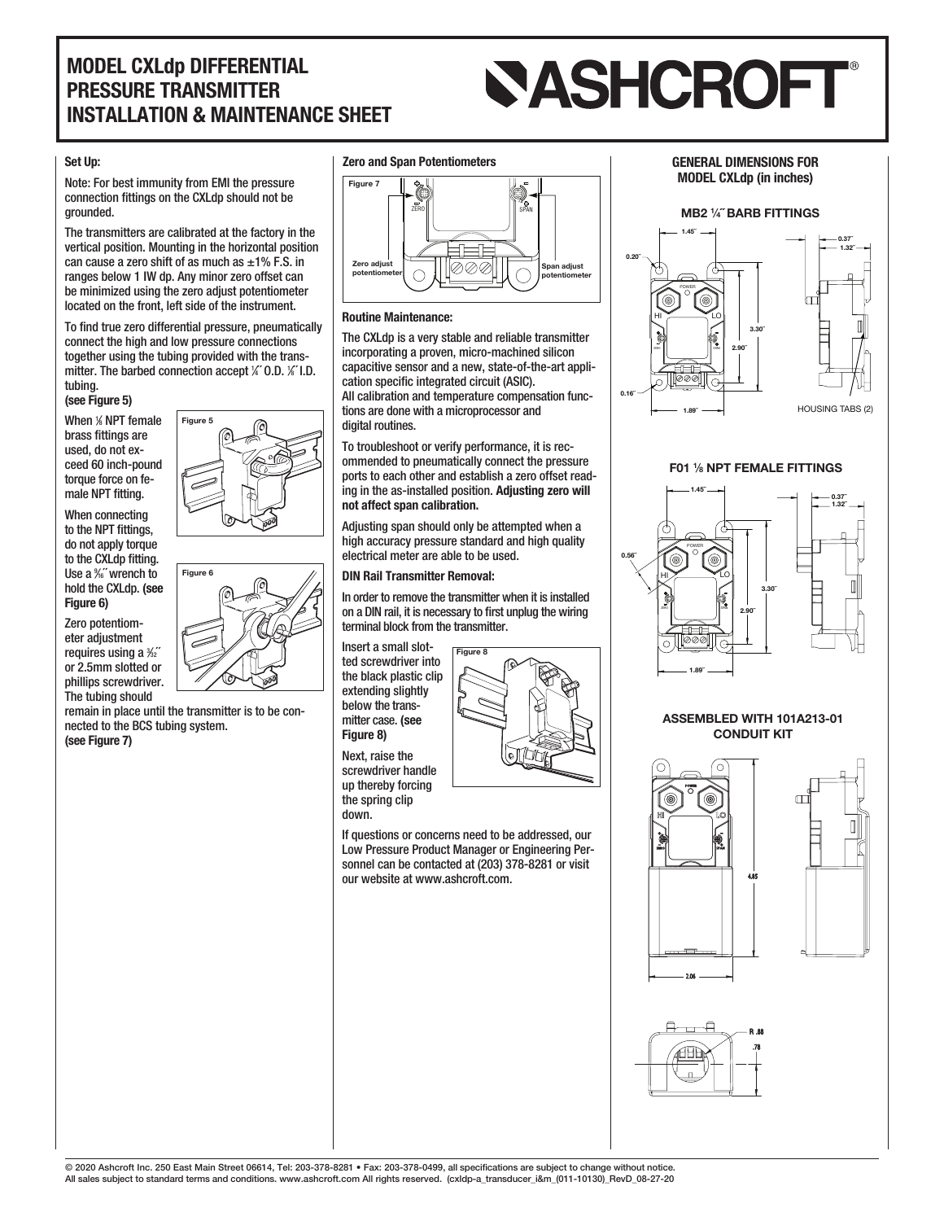# MODEL CXLdp DIFFERENTIAL PRESSURE TRANSMITTER INSTALLATION & MAINTENANCE SHEET

ASHCROFT®

### Set Up:

Note: For best immunity from EMI the pressure connection fittings on the CXLdp should not be grounded.

The transmitters are calibrated at the factory in the vertical position. Mounting in the horizontal position can cause a zero shift of as much as ±1% F.S. in ranges below 1 IW dp. Any minor zero offset can be minimized using the zero adjust potentiometer located on the front, left side of the instrument.

To find true zero differential pressure, pneumatically connect the high and low pressure connections together using the tubing provided with the transmitter. The barbed connection accept ¼˝ O.D. ⅛˝ I.D. tubing.
**(see Figure 5)**

When ⅛ NPT female brass fittings are used, do not exceed 60 inch-pound torque force on female NPT fitting.

Figure 5

When connecting to the NPT fittings, do not apply torque to the CXLdp fitting. Use a 9⁄16˝ wrench to hold the CXLdp. **(see Figure 6)**

Figure 6

Zero potentiometer adjustment requires using a 3⁄32˝ or 2.5mm slotted or phillips screwdriver. The tubing should remain in place until the transmitter is to be connected to the BCS tubing system.
**(see Figure 7)**

### Zero and Span Potentiometers

Figure 7

ZERO

SPAN

Zero adjust potentiometer

Span adjust potentiometer

### Routine Maintenance:

The CXLdp is a very stable and reliable transmitter incorporating a proven, micro-machined silicon capacitive sensor and a new, state-of-the-art application specific integrated circuit (ASIC).
All calibration and temperature compensation functions are done with a microprocessor and digital routines.

To troubleshoot or verify performance, it is recommended to pneumatically connect the pressure ports to each other and establish a zero offset reading in the as-installed position. **Adjusting zero will not affect span calibration.**

Adjusting span should only be attempted when a high accuracy pressure standard and high quality electrical meter are able to be used.

### DIN Rail Transmitter Removal:

In order to remove the transmitter when it is installed on a DIN rail, it is necessary to first unplug the wiring terminal block from the transmitter.

Insert a small slotted screwdriver into the black plastic clip extending slightly below the transmitter case. **(see Figure 8)**

Figure 8

Next, raise the screwdriver handle up thereby forcing the spring clip down.

If questions or concerns need to be addressed, our Low Pressure Product Manager or Engineering Personnel can be contacted at (203) 378-8281 or visit our website at www.ashcroft.com.

### GENERAL DIMENSIONS FOR MODEL CXLdp (in inches)

#### MB2 ¼˝ BARB FITTINGS

1.45˝
0.20˝
POWER
HI
LO
3.30˝
2.90˝
0.16˝
1.89˝
0.37˝
1.32˝
HOUSING TABS (2)

#### F01 ⅛ NPT FEMALE FITTINGS

1.45˝
0.56˝
POWER
HI
LO
3.30˝
2.90˝
1.89˝
0.37˝
1.32˝

#### ASSEMBLED WITH 101A213-01 CONDUIT KIT

POWER
HI
LO
4.85
2.06
R .88
.78

© 2020 Ashcroft Inc. 250 East Main Street 06614, Tel: 203-378-8281 • Fax: 203-378-0499, all specifications are subject to change without notice.
All sales subject to standard terms and conditions. www.ashcroft.com All rights reserved. (cxldp-a_transducer_i&m_(011-10130)_RevD_08-27-20